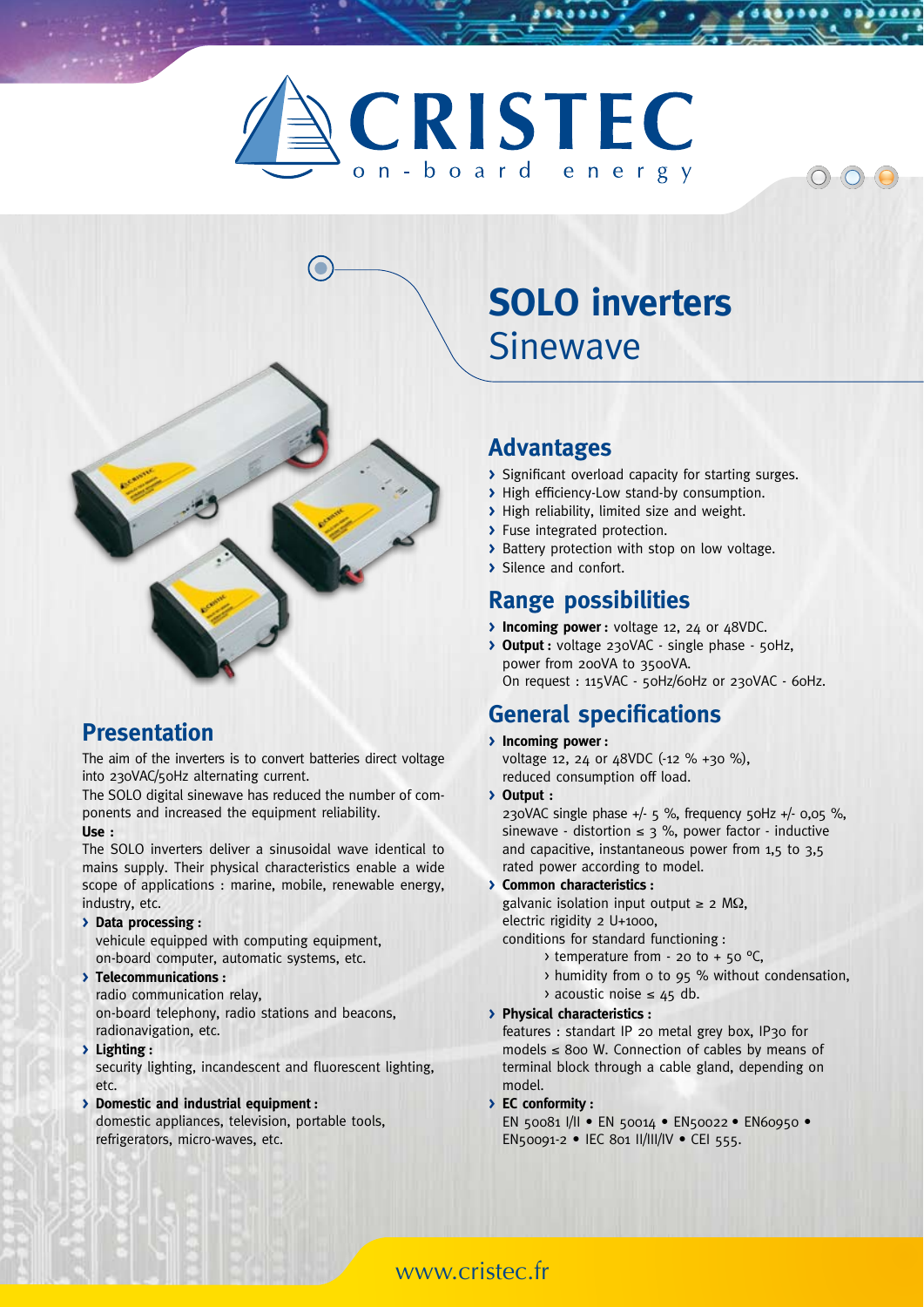# CRISTEC

on-board energy

# SOLO inverters
Sinewave

## Presentation

The aim of the inverters is to convert batteries direct voltage into 230VAC/50Hz alternating current.
The SOLO digital sinewave has reduced the number of components and increased the equipment reliability.

**Use :**

The SOLO inverters deliver a sinusoidal wave identical to mains supply. Their physical characteristics enable a wide scope of applications : marine, mobile, renewable energy, industry, etc.

- **Data processing :**
  vehicule equipped with computing equipment, on-board computer, automatic systems, etc.
- **Telecommunications :**
  radio communication relay,
  on-board telephony, radio stations and beacons, radionavigation, etc.
- **Lighting :**
  security lighting, incandescent and fluorescent lighting, etc.
- **Domestic and industrial equipment :**
  domestic appliances, television, portable tools, refrigerators, micro-waves, etc.

## Advantages

- Significant overload capacity for starting surges.
- High efficiency-Low stand-by consumption.
- High reliability, limited size and weight.
- Fuse integrated protection.
- Battery protection with stop on low voltage.
- Silence and confort.

## Range possibilities

- **Incoming power :** voltage 12, 24 or 48VDC.
- **Output :** voltage 230VAC - single phase - 50Hz, power from 200VA to 3500VA.
  On request : 115VAC - 50Hz/60Hz or 230VAC - 60Hz.

## General specifications

- **Incoming power :**
  voltage 12, 24 or 48VDC (-12 % +30 %),
  reduced consumption off load.
- **Output :**
  230VAC single phase +/- 5 %, frequency 50Hz +/- 0,05 %, sinewave - distortion ≤ 3 %, power factor - inductive and capacitive, instantaneous power from 1,5 to 3,5 rated power according to model.
- **Common characteristics :**
  galvanic isolation input output ≥ 2 MΩ,
  electric rigidity 2 U+1000,
  conditions for standard functioning :
  - temperature from - 20 to + 50 °C,
  - humidity from 0 to 95 % without condensation,
  - acoustic noise ≤ 45 db.
- **Physical characteristics :**
  features : standart IP 20 metal grey box, IP30 for models ≤ 800 W. Connection of cables by means of terminal block through a cable gland, depending on model.
- **EC conformity :**
  EN 50081 I/II • EN 50014 • EN50022 • EN60950 • EN50091-2 • IEC 801 II/III/IV • CEI 555.

www.cristec.fr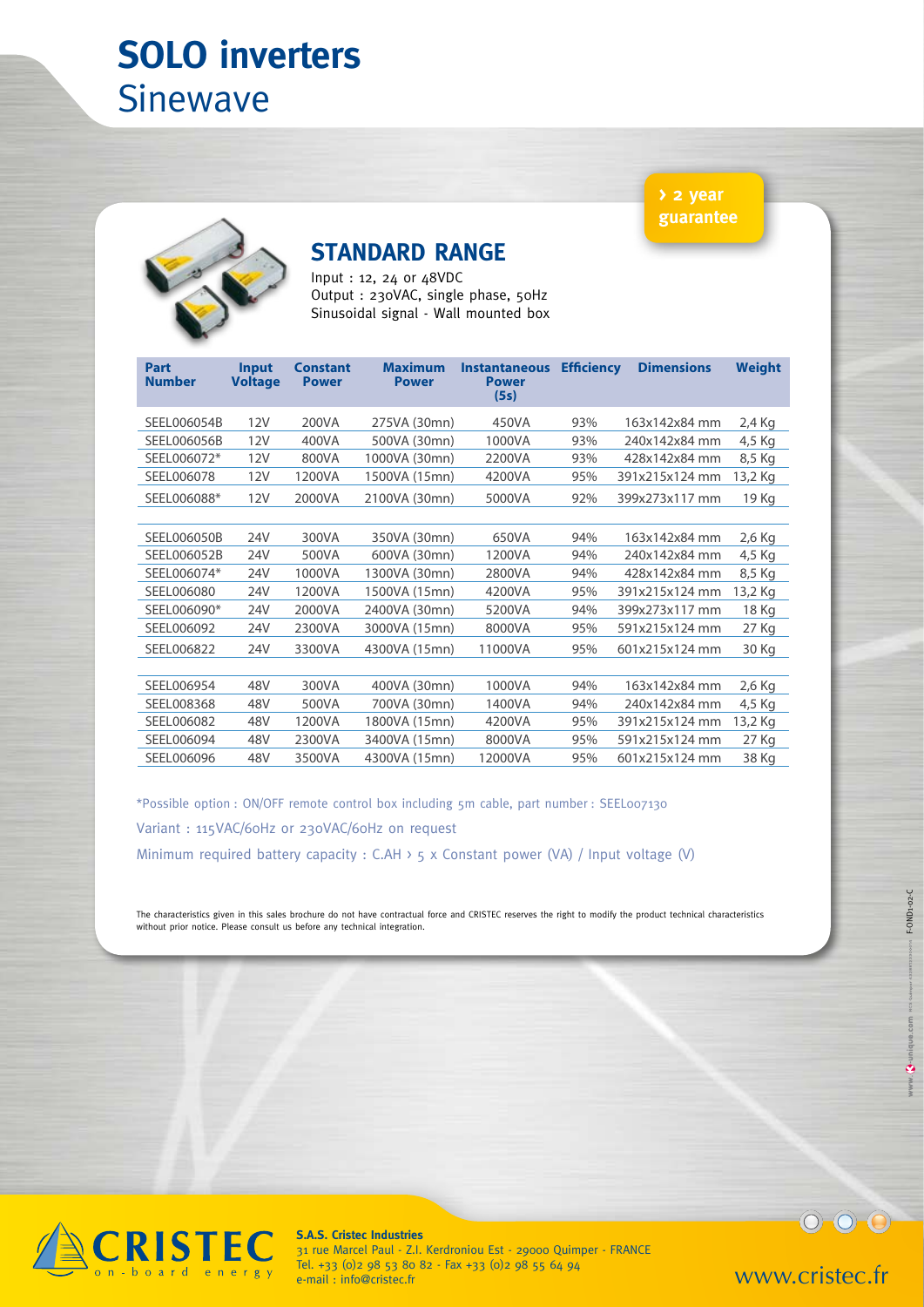# SOLO inverters
## Sinewave

› 2 year guarantee

## STANDARD RANGE

Input : 12, 24 or 48VDC
Output : 230VAC, single phase, 50Hz
Sinusoidal signal - Wall mounted box

| Part Number | Input Voltage | Constant Power | Maximum Power | Instantaneous Power (5s) | Efficiency | Dimensions | Weight |
|---|---|---|---|---|---|---|---|
| SEEL006054B | 12V | 200VA | 275VA (30mn) | 450VA | 93% | 163x142x84 mm | 2,4 Kg |
| SEEL006056B | 12V | 400VA | 500VA (30mn) | 1000VA | 93% | 240x142x84 mm | 4,5 Kg |
| SEEL006072* | 12V | 800VA | 1000VA (30mn) | 2200VA | 93% | 428x142x84 mm | 8,5 Kg |
| SEEL006078 | 12V | 1200VA | 1500VA (15mn) | 4200VA | 95% | 391x215x124 mm | 13,2 Kg |
| SEEL006088* | 12V | 2000VA | 2100VA (30mn) | 5000VA | 92% | 399x273x117 mm | 19 Kg |
| SEEL006050B | 24V | 300VA | 350VA (30mn) | 650VA | 94% | 163x142x84 mm | 2,6 Kg |
| SEEL006052B | 24V | 500VA | 600VA (30mn) | 1200VA | 94% | 240x142x84 mm | 4,5 Kg |
| SEEL006074* | 24V | 1000VA | 1300VA (30mn) | 2800VA | 94% | 428x142x84 mm | 8,5 Kg |
| SEEL006080 | 24V | 1200VA | 1500VA (15mn) | 4200VA | 95% | 391x215x124 mm | 13,2 Kg |
| SEEL006090* | 24V | 2000VA | 2400VA (30mn) | 5200VA | 94% | 399x273x117 mm | 18 Kg |
| SEEL006092 | 24V | 2300VA | 3000VA (15mn) | 8000VA | 95% | 591x215x124 mm | 27 Kg |
| SEEL006822 | 24V | 3300VA | 4300VA (15mn) | 11000VA | 95% | 601x215x124 mm | 30 Kg |
| SEEL006954 | 48V | 300VA | 400VA (30mn) | 1000VA | 94% | 163x142x84 mm | 2,6 Kg |
| SEEL008368 | 48V | 500VA | 700VA (30mn) | 1400VA | 94% | 240x142x84 mm | 4,5 Kg |
| SEEL006082 | 48V | 1200VA | 1800VA (15mn) | 4200VA | 95% | 391x215x124 mm | 13,2 Kg |
| SEEL006094 | 48V | 2300VA | 3400VA (15mn) | 8000VA | 95% | 591x215x124 mm | 27 Kg |
| SEEL006096 | 48V | 3500VA | 4300VA (15mn) | 12000VA | 95% | 601x215x124 mm | 38 Kg |

*Possible option : ON/OFF remote control box including 5m cable, part number : SEEL007130

Variant : 115VAC/60Hz or 230VAC/60Hz on request

Minimum required battery capacity : C.AH › 5 x Constant power (VA) / Input voltage (V)

The characteristics given in this sales brochure do not have contractual force and CRISTEC reserves the right to modify the product technical characteristics without prior notice. Please consult us before any technical integration.

F-OND1-02-C

CRISTEC on-board energy

**S.A.S. Cristec Industries**
31 rue Marcel Paul - Z.I. Kerdroniou Est - 29000 Quimper - FRANCE
Tel. +33 (0)2 98 53 80 82 - Fax +33 (0)2 98 55 64 94
e-mail : info@cristec.fr

www.cristec.fr